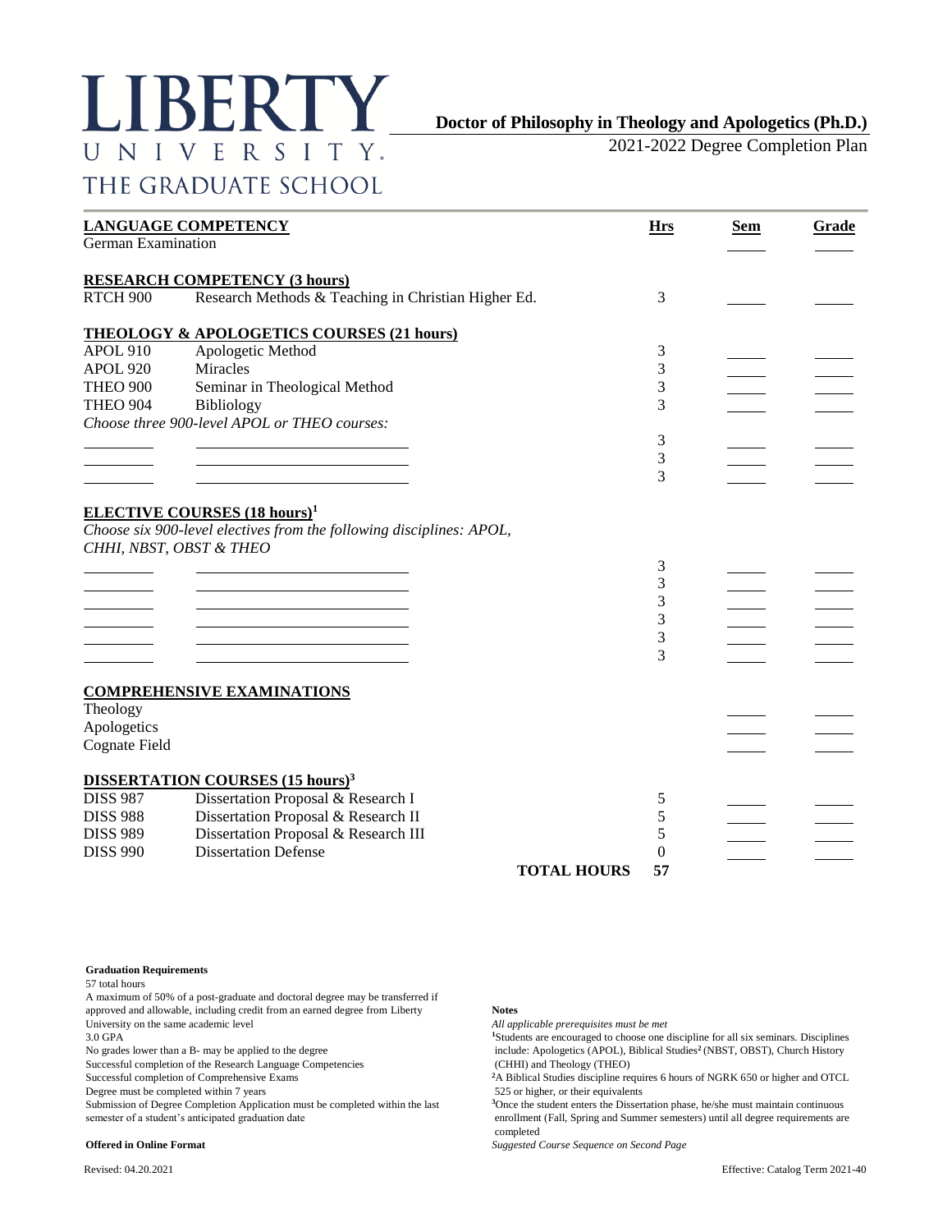# LIBERTY UNIVERSITY

## THE GRADUATE SCHOOL

**Doctor of Philosophy in Theology and Apologetics (Ph.D.)**

2021-2022 Degree Completion Plan

| | | Hrs | Sem | Grade |
|---|---|---|---|---|
| **LANGUAGE COMPETENCY** | | | | |
| German Examination | | | | |
| **RESEARCH COMPETENCY (3 hours)** | | | | |
| RTCH 900 | Research Methods & Teaching in Christian Higher Ed. | 3 | | |
| **THEOLOGY & APOLOGETICS COURSES (21 hours)** | | | | |
| APOL 910 | Apologetic Method | 3 | | |
| APOL 920 | Miracles | 3 | | |
| THEO 900 | Seminar in Theological Method | 3 | | |
| THEO 904 | Bibliology | 3 | | |
| *Choose three 900-level APOL or THEO courses:* | | | | |
| | | 3 | | |
| | | 3 | | |
| | | 3 | | |
| **ELECTIVE COURSES (18 hours)[1]** | | | | |
| *Choose six 900-level electives from the following disciplines: APOL, CHHI, NBST, OBST & THEO* | | | | |
| | | 3 | | |
| | | 3 | | |
| | | 3 | | |
| | | 3 | | |
| | | 3 | | |
| | | 3 | | |
| **COMPREHENSIVE EXAMINATIONS** | | | | |
| Theology | | | | |
| Apologetics | | | | |
| Cognate Field | | | | |
| **DISSERTATION COURSES (15 hours)[3]** | | | | |
| DISS 987 | Dissertation Proposal & Research I | 5 | | |
| DISS 988 | Dissertation Proposal & Research II | 5 | | |
| DISS 989 | Dissertation Proposal & Research III | 5 | | |
| DISS 990 | Dissertation Defense | 0 | | |
| | **TOTAL HOURS** | **57** | | |

**Graduation Requirements**

57 total hours

A maximum of 50% of a post-graduate and doctoral degree may be transferred if approved and allowable, including credit from an earned degree from Liberty University on the same academic level

3.0 GPA

No grades lower than a B- may be applied to the degree

Successful completion of the Research Language Competencies

Successful completion of Comprehensive Exams

Degree must be completed within 7 years

Submission of Degree Completion Application must be completed within the last semester of a student's anticipated graduation date

**Offered in Online Format**

**Notes**

*All applicable prerequisites must be met*

[1]Students are encouraged to choose one discipline for all six seminars. Disciplines include: Apologetics (APOL), Biblical Studies[2] (NBST, OBST), Church History (CHHI) and Theology (THEO)

[2]A Biblical Studies discipline requires 6 hours of NGRK 650 or higher and OTCL 525 or higher, or their equivalents

[3]Once the student enters the Dissertation phase, he/she must maintain continuous enrollment (Fall, Spring and Summer semesters) until all degree requirements are completed

*Suggested Course Sequence on Second Page*

Revised: 04.20.2021

Effective: Catalog Term 2021-40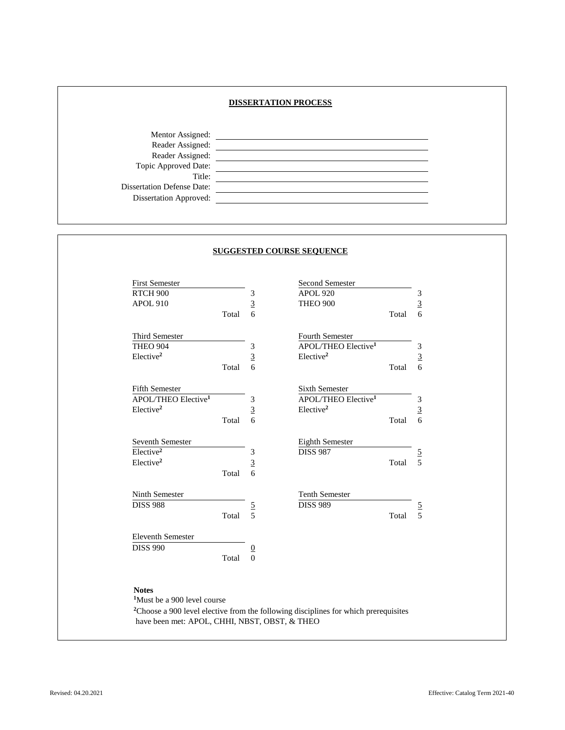## DISSERTATION PROCESS

Mentor Assigned: \_\_\_\_\_\_\_\_\_\_\_\_\_\_\_\_\_\_\_\_

Reader Assigned: \_\_\_\_\_\_\_\_\_\_\_\_\_\_\_\_\_\_\_\_

Reader Assigned: \_\_\_\_\_\_\_\_\_\_\_\_\_\_\_\_\_\_\_\_

Topic Approved Date: \_\_\_\_\_\_\_\_\_\_\_\_\_\_\_\_\_\_\_\_

Title: \_\_\_\_\_\_\_\_\_\_\_\_\_\_\_\_\_\_\_\_

Dissertation Defense Date: \_\_\_\_\_\_\_\_\_\_\_\_\_\_\_\_\_\_\_\_

Dissertation Approved: \_\_\_\_\_\_\_\_\_\_\_\_\_\_\_\_\_\_\_\_

## SUGGESTED COURSE SEQUENCE

| First Semester | | Second Semester | |
|---|---|---|---|
| RTCH 900 | 3 | APOL 920 | 3 |
| APOL 910 | 3 | THEO 900 | 3 |
| Total | 6 | Total | 6 |

| Third Semester | | Fourth Semester | |
|---|---|---|---|
| THEO 904 | 3 | APOL/THEO Elective[1] | 3 |
| Elective[2] | 3 | Elective[2] | 3 |
| Total | 6 | Total | 6 |

| Fifth Semester | | Sixth Semester | |
|---|---|---|---|
| APOL/THEO Elective[1] | 3 | APOL/THEO Elective[1] | 3 |
| Elective[2] | 3 | Elective[2] | 3 |
| Total | 6 | Total | 6 |

| Seventh Semester | | Eighth Semester | |
|---|---|---|---|
| Elective[2] | 3 | DISS 987 | 5 |
| Elective[2] | 3 | Total | 5 |
| Total | 6 | | |

| Ninth Semester | | Tenth Semester | |
|---|---|---|---|
| DISS 988 | 5 | DISS 989 | 5 |
| Total | 5 | Total | 5 |

| Eleventh Semester | |
|---|---|
| DISS 990 | 0 |
| Total | 0 |

**Notes**

[1]Must be a 900 level course

[2]Choose a 900 level elective from the following disciplines for which prerequisites have been met: APOL, CHHI, NBST, OBST, & THEO

Revised: 04.20.2021

Effective: Catalog Term 2021-40